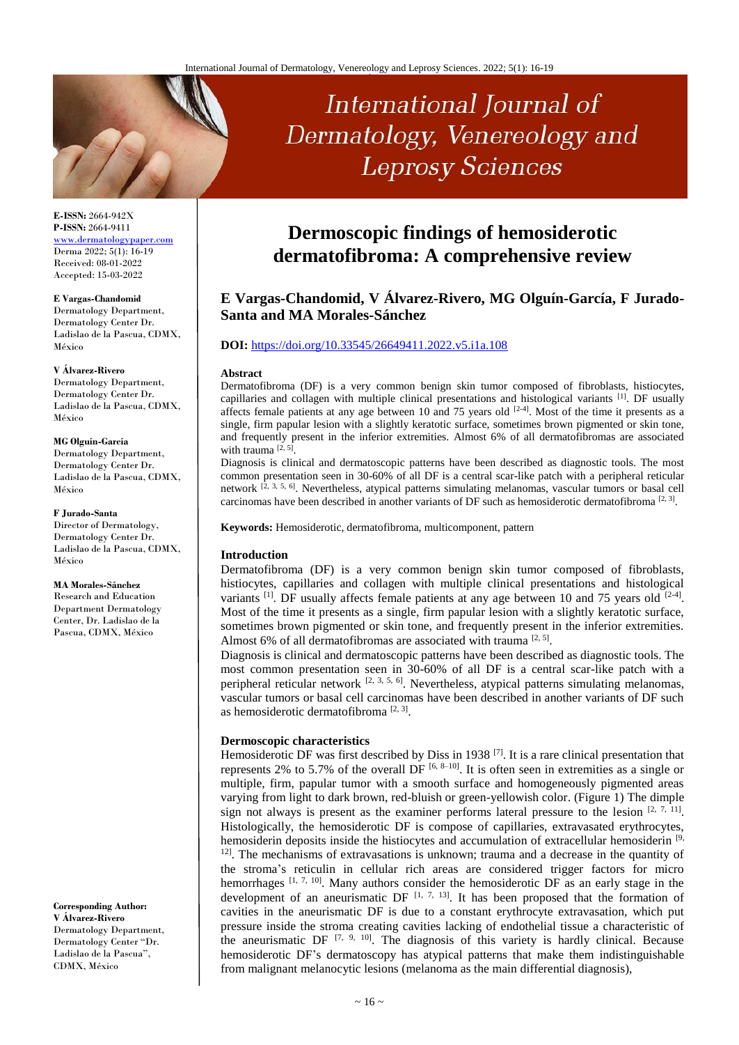# International Journal of Dermatology, Venereology and Leprosy Sciences

**E-ISSN:** 2664-942X
**P-ISSN:** 2664-9411
www.dermatologypaper.com
Derma 2022; 5(1): 16-19
Received: 08-01-2022
Accepted: 15-03-2022

**E Vargas-Chandomid**
Dermatology Department, Dermatology Center Dr. Ladislao de la Pascua, CDMX, México

**V Álvarez-Rivero**
Dermatology Department, Dermatology Center Dr. Ladislao de la Pascua, CDMX, México

**MG Olguín-García**
Dermatology Department, Dermatology Center Dr. Ladislao de la Pascua, CDMX, México

**F Jurado-Santa**
Director of Dermatology, Dermatology Center Dr. Ladislao de la Pascua, CDMX, México

**MA Morales-Sánchez**
Research and Education Department Dermatology Center, Dr. Ladislao de la Pascua, CDMX, México

**Corresponding Author:**
**V Álvarez-Rivero**
Dermatology Department, Dermatology Center "Dr. Ladislao de la Pascua", CDMX, México

# Dermoscopic findings of hemosiderotic dermatofibroma: A comprehensive review

**E Vargas-Chandomid, V Álvarez-Rivero, MG Olguín-García, F Jurado-Santa and MA Morales-Sánchez**

**DOI:** https://doi.org/10.33545/26649411.2022.v5.i1a.108

### Abstract

Dermatofibroma (DF) is a very common benign skin tumor composed of fibroblasts, histiocytes, capillaries and collagen with multiple clinical presentations and histological variants [1]. DF usually affects female patients at any age between 10 and 75 years old [2-4]. Most of the time it presents as a single, firm papular lesion with a slightly keratotic surface, sometimes brown pigmented or skin tone, and frequently present in the inferior extremities. Almost 6% of all dermatofibromas are associated with trauma [2, 5].

Diagnosis is clinical and dermatoscopic patterns have been described as diagnostic tools. The most common presentation seen in 30-60% of all DF is a central scar-like patch with a peripheral reticular network [2, 3, 5, 6]. Nevertheless, atypical patterns simulating melanomas, vascular tumors or basal cell carcinomas have been described in another variants of DF such as hemosiderotic dermatofibroma [2, 3].

**Keywords:** Hemosiderotic, dermatofibroma, multicomponent, pattern

### Introduction

Dermatofibroma (DF) is a very common benign skin tumor composed of fibroblasts, histiocytes, capillaries and collagen with multiple clinical presentations and histological variants [1]. DF usually affects female patients at any age between 10 and 75 years old [2-4]. Most of the time it presents as a single, firm papular lesion with a slightly keratotic surface, sometimes brown pigmented or skin tone, and frequently present in the inferior extremities. Almost 6% of all dermatofibromas are associated with trauma [2, 5].

Diagnosis is clinical and dermatoscopic patterns have been described as diagnostic tools. The most common presentation seen in 30-60% of all DF is a central scar-like patch with a peripheral reticular network [2, 3, 5, 6]. Nevertheless, atypical patterns simulating melanomas, vascular tumors or basal cell carcinomas have been described in another variants of DF such as hemosiderotic dermatofibroma [2, 3].

### Dermoscopic characteristics

Hemosiderotic DF was first described by Diss in 1938 [7]. It is a rare clinical presentation that represents 2% to 5.7% of the overall DF [6, 8–10]. It is often seen in extremities as a single or multiple, firm, papular tumor with a smooth surface and homogeneously pigmented areas varying from light to dark brown, red-bluish or green-yellowish color. (Figure 1) The dimple sign not always is present as the examiner performs lateral pressure to the lesion [2, 7, 11]. Histologically, the hemosiderotic DF is compose of capillaries, extravasated erythrocytes, hemosiderin deposits inside the histiocytes and accumulation of extracellular hemosiderin [9, 12]. The mechanisms of extravasations is unknown; trauma and a decrease in the quantity of the stroma's reticulin in cellular rich areas are considered trigger factors for micro hemorrhages [1, 7, 10]. Many authors consider the hemosiderotic DF as an early stage in the development of an aneurismatic DF [1, 7, 13]. It has been proposed that the formation of cavities in the aneurismatic DF is due to a constant erythrocyte extravasation, which put pressure inside the stroma creating cavities lacking of endothelial tissue a characteristic of the aneurismatic DF [7, 9, 10]. The diagnosis of this variety is hardly clinical. Because hemosiderotic DF's dermatoscopy has atypical patterns that make them indistinguishable from malignant melanocytic lesions (melanoma as the main differential diagnosis),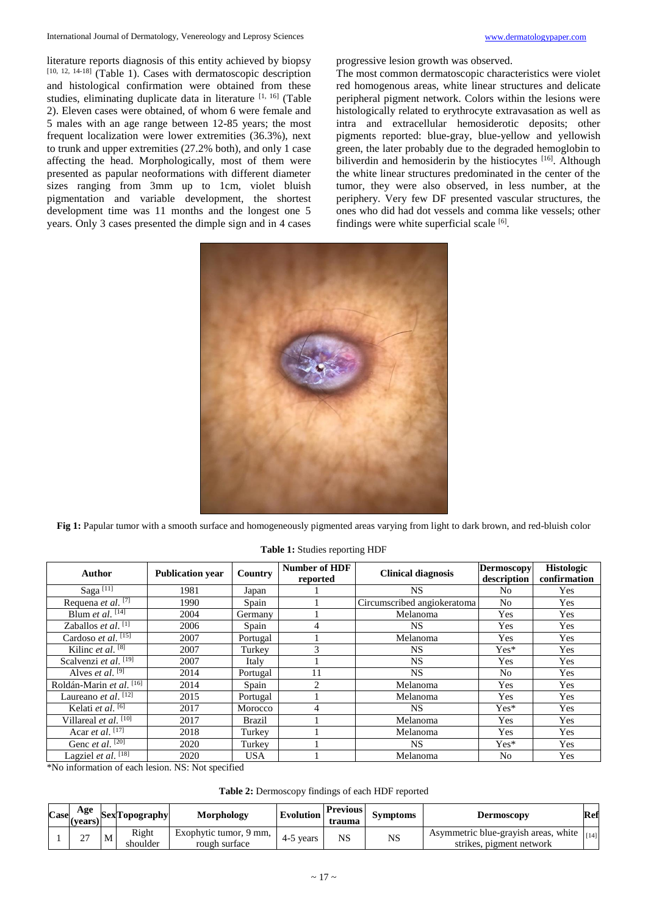literature reports diagnosis of this entity achieved by biopsy [10, 12, 14-18] (Table 1). Cases with dermatoscopic description and histological confirmation were obtained from these studies, eliminating duplicate data in literature [1, 16] (Table 2). Eleven cases were obtained, of whom 6 were female and 5 males with an age range between 12-85 years; the most frequent localization were lower extremities (36.3%), next to trunk and upper extremities (27.2% both), and only 1 case affecting the head. Morphologically, most of them were presented as papular neoformations with different diameter sizes ranging from 3mm up to 1cm, violet bluish pigmentation and variable development, the shortest development time was 11 months and the longest one 5 years. Only 3 cases presented the dimple sign and in 4 cases progressive lesion growth was observed.

The most common dermatoscopic characteristics were violet red homogenous areas, white linear structures and delicate peripheral pigment network. Colors within the lesions were histologically related to erythrocyte extravasation as well as intra and extracellular hemosiderotic deposits; other pigments reported: blue-gray, blue-yellow and yellowish green, the later probably due to the degraded hemoglobin to biliverdin and hemosiderin by the histiocytes [16]. Although the white linear structures predominated in the center of the tumor, they were also observed, in less number, at the periphery. Very few DF presented vascular structures, the ones who did had dot vessels and comma like vessels; other findings were white superficial scale [6].

**Fig 1:** Papular tumor with a smooth surface and homogeneously pigmented areas varying from light to dark brown, and red-bluish color

**Table 1:** Studies reporting HDF

| Author | Publication year | Country | Number of HDF reported | Clinical diagnosis | Dermoscopy description | Histologic confirmation |
|---|---|---|---|---|---|---|
| Saga [11] | 1981 | Japan | 1 | NS | No | Yes |
| Requena *et al.* [7] | 1990 | Spain | 1 | Circumscribed angiokeratoma | No | Yes |
| Blum *et al.* [14] | 2004 | Germany | 1 | Melanoma | Yes | Yes |
| Zaballos *et al.* [1] | 2006 | Spain | 4 | NS | Yes | Yes |
| Cardoso *et al.* [15] | 2007 | Portugal | 1 | Melanoma | Yes | Yes |
| Kilinc *et al.* [8] | 2007 | Turkey | 3 | NS | Yes* | Yes |
| Scalvenzi *et al.* [19] | 2007 | Italy | 1 | NS | Yes | Yes |
| Alves *et al.* [9] | 2014 | Portugal | 11 | NS | No | Yes |
| Roldán-Marin *et al.* [16] | 2014 | Spain | 2 | Melanoma | Yes | Yes |
| Laureano *et al.* [12] | 2015 | Portugal | 1 | Melanoma | Yes | Yes |
| Kelati *et al.* [6] | 2017 | Morocco | 4 | NS | Yes* | Yes |
| Villareal *et al.* [10] | 2017 | Brazil | 1 | Melanoma | Yes | Yes |
| Acar *et al.* [17] | 2018 | Turkey | 1 | Melanoma | Yes | Yes |
| Genc *et al.* [20] | 2020 | Turkey | 1 | NS | Yes* | Yes |
| Lagziel *et al.* [18] | 2020 | USA | 1 | Melanoma | No | Yes |

*No information of each lesion. NS: Not specified

**Table 2:** Dermoscopy findings of each HDF reported

| Case | Age (years) | Sex | Topography | Morphology | Evolution | Previous trauma | Symptoms | Dermoscopy | Ref |
|---|---|---|---|---|---|---|---|---|---|
| 1 | 27 | M | Right shoulder | Exophytic tumor, 9 mm, rough surface | 4-5 years | NS | NS | Asymmetric blue-grayish areas, white strikes, pigment network | [14] |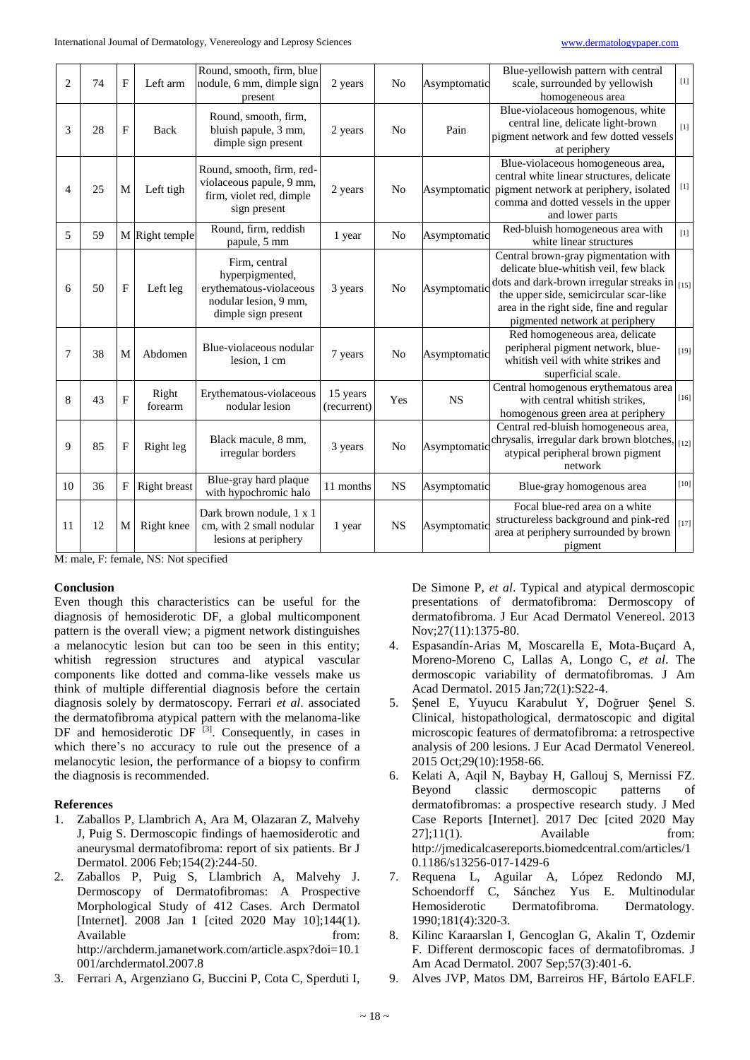| 2 | 74 | F | Left arm | Round, smooth, firm, blue nodule, 6 mm, dimple sign present | 2 years | No | Asymptomatic | Blue-yellowish pattern with central scale, surrounded by yellowish homogeneous area | [1] |
|---|---|---|---|---|---|---|---|---|---|
| 3 | 28 | F | Back | Round, smooth, firm, bluish papule, 3 mm, dimple sign present | 2 years | No | Pain | Blue-violaceous homogenous, white central line, delicate light-brown pigment network and few dotted vessels at periphery | [1] |
| 4 | 25 | M | Left tigh | Round, smooth, firm, red-violaceous papule, 9 mm, firm, violet red, dimple sign present | 2 years | No | Asymptomatic | Blue-violaceous homogeneous area, central white linear structures, delicate pigment network at periphery, isolated comma and dotted vessels in the upper and lower parts | [1] |
| 5 | 59 | M | Right temple | Round, firm, reddish papule, 5 mm | 1 year | No | Asymptomatic | Red-bluish homogeneous area with white linear structures | [1] |
| 6 | 50 | F | Left leg | Firm, central hyperpigmented, erythematous-violaceous nodular lesion, 9 mm, dimple sign present | 3 years | No | Asymptomatic | Central brown-gray pigmentation with delicate blue-whitish veil, few black dots and dark-brown irregular streaks in the upper side, semicircular scar-like area in the right side, fine and regular pigmented network at periphery | [15] |
| 7 | 38 | M | Abdomen | Blue-violaceous nodular lesion, 1 cm | 7 years | No | Asymptomatic | Red homogeneous area, delicate peripheral pigment network, blue-whitish veil with white strikes and superficial scale. | [19] |
| 8 | 43 | F | Right forearm | Erythematous-violaceous nodular lesion | 15 years (recurrent) | Yes | NS | Central homogenous erythematous area with central whitish strikes, homogenous green area at periphery | [16] |
| 9 | 85 | F | Right leg | Black macule, 8 mm, irregular borders | 3 years | No | Asymptomatic | Central red-bluish homogeneous area, chrysalis, irregular dark brown blotches, atypical peripheral brown pigment network | [12] |
| 10 | 36 | F | Right breast | Blue-gray hard plaque with hypochromic halo | 11 months | NS | Asymptomatic | Blue-gray homogenous area | [10] |
| 11 | 12 | M | Right knee | Dark brown nodule, 1 x 1 cm, with 2 small nodular lesions at periphery | 1 year | NS | Asymptomatic | Focal blue-red area on a white structureless background and pink-red area at periphery surrounded by brown pigment | [17] |

M: male, F: female, NS: Not specified

## Conclusion

Even though this characteristics can be useful for the diagnosis of hemosiderotic DF, a global multicomponent pattern is the overall view; a pigment network distinguishes a melanocytic lesion but can too be seen in this entity; whitish regression structures and atypical vascular components like dotted and comma-like vessels make us think of multiple differential diagnosis before the certain diagnosis solely by dermatoscopy. Ferrari *et al*. associated the dermatofibroma atypical pattern with the melanoma-like DF and hemosiderotic DF [3]. Consequently, in cases in which there's no accuracy to rule out the presence of a melanocytic lesion, the performance of a biopsy to confirm the diagnosis is recommended.

## References

1. Zaballos P, Llambrich A, Ara M, Olazaran Z, Malvehy J, Puig S. Dermoscopic findings of haemosiderotic and aneurysmal dermatofibroma: report of six patients. Br J Dermatol. 2006 Feb;154(2):244-50.
2. Zaballos P, Puig S, Llambrich A, Malvehy J. Dermoscopy of Dermatofibromas: A Prospective Morphological Study of 412 Cases. Arch Dermatol [Internet]. 2008 Jan 1 [cited 2020 May 10];144(1). Available from: http://archderm.jamanetwork.com/article.aspx?doi=10.1001/archdermatol.2007.8
3. Ferrari A, Argenziano G, Buccini P, Cota C, Sperduti I, De Simone P, *et al*. Typical and atypical dermoscopic presentations of dermatofibroma: Dermoscopy of dermatofibroma. J Eur Acad Dermatol Venereol. 2013 Nov;27(11):1375-80.
4. Espasandín-Arias M, Moscarella E, Mota-Buçard A, Moreno-Moreno C, Lallas A, Longo C, *et al*. The dermoscopic variability of dermatofibromas. J Am Acad Dermatol. 2015 Jan;72(1):S22-4.
5. Şenel E, Yuyucu Karabulut Y, Doğruer Şenel S. Clinical, histopathological, dermatoscopic and digital microscopic features of dermatofibroma: a retrospective analysis of 200 lesions. J Eur Acad Dermatol Venereol. 2015 Oct;29(10):1958-66.
6. Kelati A, Aqil N, Baybay H, Gallouj S, Mernissi FZ. Beyond classic dermoscopic patterns of dermatofibromas: a prospective research study. J Med Case Reports [Internet]. 2017 Dec [cited 2020 May 27];11(1). Available from: http://jmedicalcasereports.biomedcentral.com/articles/10.1186/s13256-017-1429-6
7. Requena L, Aguilar A, López Redondo MJ, Schoendorff C, Sánchez Yus E. Multinodular Hemosiderotic Dermatofibroma. Dermatology. 1990;181(4):320-3.
8. Kilinc Karaarslan I, Gencoglan G, Akalin T, Ozdemir F. Different dermoscopic faces of dermatofibromas. J Am Acad Dermatol. 2007 Sep;57(3):401-6.
9. Alves JVP, Matos DM, Barreiros HF, Bártolo EAFLF.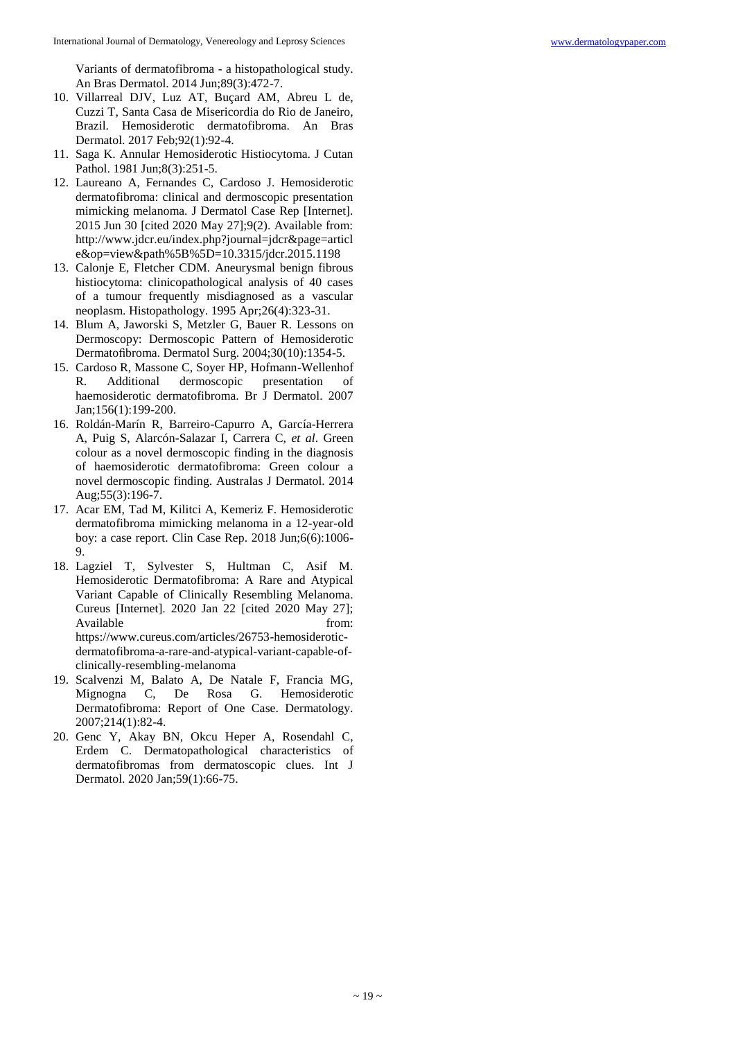Variants of dermatofibroma - a histopathological study. An Bras Dermatol. 2014 Jun;89(3):472-7.

10. Villarreal DJV, Luz AT, Buçard AM, Abreu L de, Cuzzi T, Santa Casa de Misericordia do Rio de Janeiro, Brazil. Hemosiderotic dermatofibroma. An Bras Dermatol. 2017 Feb;92(1):92-4.
11. Saga K. Annular Hemosiderotic Histiocytoma. J Cutan Pathol. 1981 Jun;8(3):251-5.
12. Laureano A, Fernandes C, Cardoso J. Hemosiderotic dermatofibroma: clinical and dermoscopic presentation mimicking melanoma. J Dermatol Case Rep [Internet]. 2015 Jun 30 [cited 2020 May 27];9(2). Available from: http://www.jdcr.eu/index.php?journal=jdcr&page=article&op=view&path%5B%5D=10.3315/jdcr.2015.1198
13. Calonje E, Fletcher CDM. Aneurysmal benign fibrous histiocytoma: clinicopathological analysis of 40 cases of a tumour frequently misdiagnosed as a vascular neoplasm. Histopathology. 1995 Apr;26(4):323-31.
14. Blum A, Jaworski S, Metzler G, Bauer R. Lessons on Dermoscopy: Dermoscopic Pattern of Hemosiderotic Dermatofibroma. Dermatol Surg. 2004;30(10):1354-5.
15. Cardoso R, Massone C, Soyer HP, Hofmann-Wellenhof R. Additional dermoscopic presentation of haemosiderotic dermatofibroma. Br J Dermatol. 2007 Jan;156(1):199-200.
16. Roldán-Marín R, Barreiro-Capurro A, García-Herrera A, Puig S, Alarcón-Salazar I, Carrera C, *et al*. Green colour as a novel dermoscopic finding in the diagnosis of haemosiderotic dermatofibroma: Green colour a novel dermoscopic finding. Australas J Dermatol. 2014 Aug;55(3):196-7.
17. Acar EM, Tad M, Kilitci A, Kemeriz F. Hemosiderotic dermatofibroma mimicking melanoma in a 12-year-old boy: a case report. Clin Case Rep. 2018 Jun;6(6):1006-9.
18. Lagziel T, Sylvester S, Hultman C, Asif M. Hemosiderotic Dermatofibroma: A Rare and Atypical Variant Capable of Clinically Resembling Melanoma. Cureus [Internet]. 2020 Jan 22 [cited 2020 May 27]; Available from: https://www.cureus.com/articles/26753-hemosiderotic-dermatofibroma-a-rare-and-atypical-variant-capable-of-clinically-resembling-melanoma
19. Scalvenzi M, Balato A, De Natale F, Francia MG, Mignogna C, De Rosa G. Hemosiderotic Dermatofibroma: Report of One Case. Dermatology. 2007;214(1):82-4.
20. Genc Y, Akay BN, Okcu Heper A, Rosendahl C, Erdem C. Dermatopathological characteristics of dermatofibromas from dermatoscopic clues. Int J Dermatol. 2020 Jan;59(1):66-75.